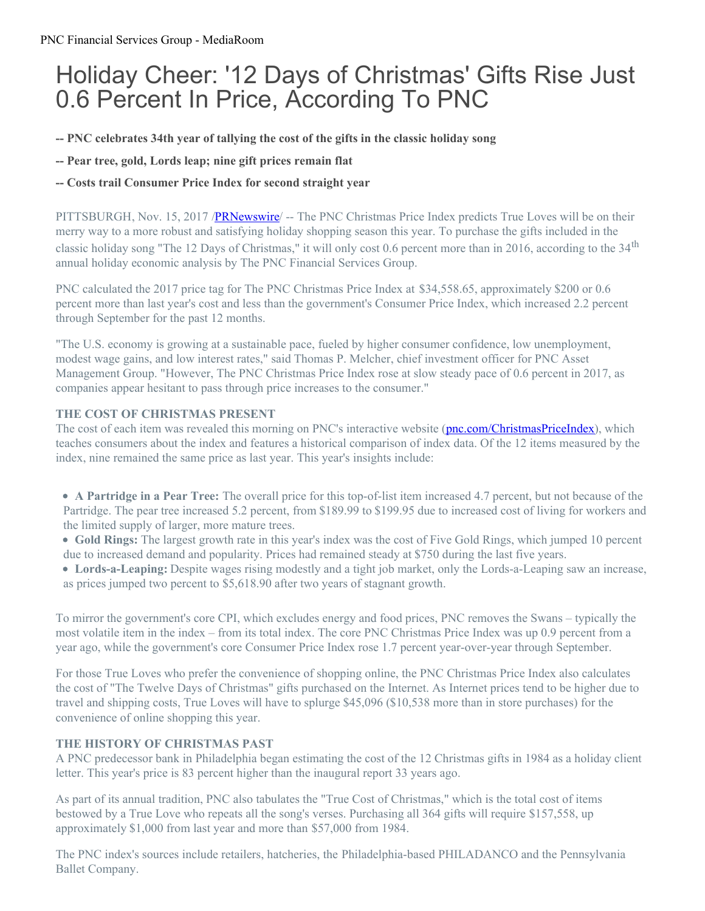PNC Financial Services Group - MediaRoom

# Holiday Cheer: '12 Days of Christmas' Gifts Rise Just 0.6 Percent In Price, According To PNC

**-- PNC celebrates 34th year of tallying the cost of the gifts in the classic holiday song**

**-- Pear tree, gold, Lords leap; nine gift prices remain flat**

**-- Costs trail Consumer Price Index for second straight year**

PITTSBURGH, Nov. 15, 2017 /PRNewswire/ -- The PNC Christmas Price Index predicts True Loves will be on their merry way to a more robust and satisfying holiday shopping season this year. To purchase the gifts included in the classic holiday song "The 12 Days of Christmas," it will only cost 0.6 percent more than in 2016, according to the 34th annual holiday economic analysis by The PNC Financial Services Group.

PNC calculated the 2017 price tag for The PNC Christmas Price Index at $34,558.65, approximately $200 or 0.6 percent more than last year's cost and less than the government's Consumer Price Index, which increased 2.2 percent through September for the past 12 months.

"The U.S. economy is growing at a sustainable pace, fueled by higher consumer confidence, low unemployment, modest wage gains, and low interest rates," said Thomas P. Melcher, chief investment officer for PNC Asset Management Group. "However, The PNC Christmas Price Index rose at slow steady pace of 0.6 percent in 2017, as companies appear hesitant to pass through price increases to the consumer."

### THE COST OF CHRISTMAS PRESENT

The cost of each item was revealed this morning on PNC's interactive website (pnc.com/ChristmasPriceIndex), which teaches consumers about the index and features a historical comparison of index data. Of the 12 items measured by the index, nine remained the same price as last year. This year's insights include:

- **A Partridge in a Pear Tree:** The overall price for this top-of-list item increased 4.7 percent, but not because of the Partridge. The pear tree increased 5.2 percent, from $189.99 to $199.95 due to increased cost of living for workers and the limited supply of larger, more mature trees.
- **Gold Rings:** The largest growth rate in this year's index was the cost of Five Gold Rings, which jumped 10 percent due to increased demand and popularity. Prices had remained steady at $750 during the last five years.
- **Lords-a-Leaping:** Despite wages rising modestly and a tight job market, only the Lords-a-Leaping saw an increase, as prices jumped two percent to $5,618.90 after two years of stagnant growth.

To mirror the government's core CPI, which excludes energy and food prices, PNC removes the Swans – typically the most volatile item in the index – from its total index. The core PNC Christmas Price Index was up 0.9 percent from a year ago, while the government's core Consumer Price Index rose 1.7 percent year-over-year through September.

For those True Loves who prefer the convenience of shopping online, the PNC Christmas Price Index also calculates the cost of "The Twelve Days of Christmas" gifts purchased on the Internet. As Internet prices tend to be higher due to travel and shipping costs, True Loves will have to splurge $45,096 ($10,538 more than in store purchases) for the convenience of online shopping this year.

### THE HISTORY OF CHRISTMAS PAST

A PNC predecessor bank in Philadelphia began estimating the cost of the 12 Christmas gifts in 1984 as a holiday client letter. This year's price is 83 percent higher than the inaugural report 33 years ago.

As part of its annual tradition, PNC also tabulates the "True Cost of Christmas," which is the total cost of items bestowed by a True Love who repeats all the song's verses. Purchasing all 364 gifts will require $157,558, up approximately $1,000 from last year and more than $57,000 from 1984.

The PNC index's sources include retailers, hatcheries, the Philadelphia-based PHILADANCO and the Pennsylvania Ballet Company.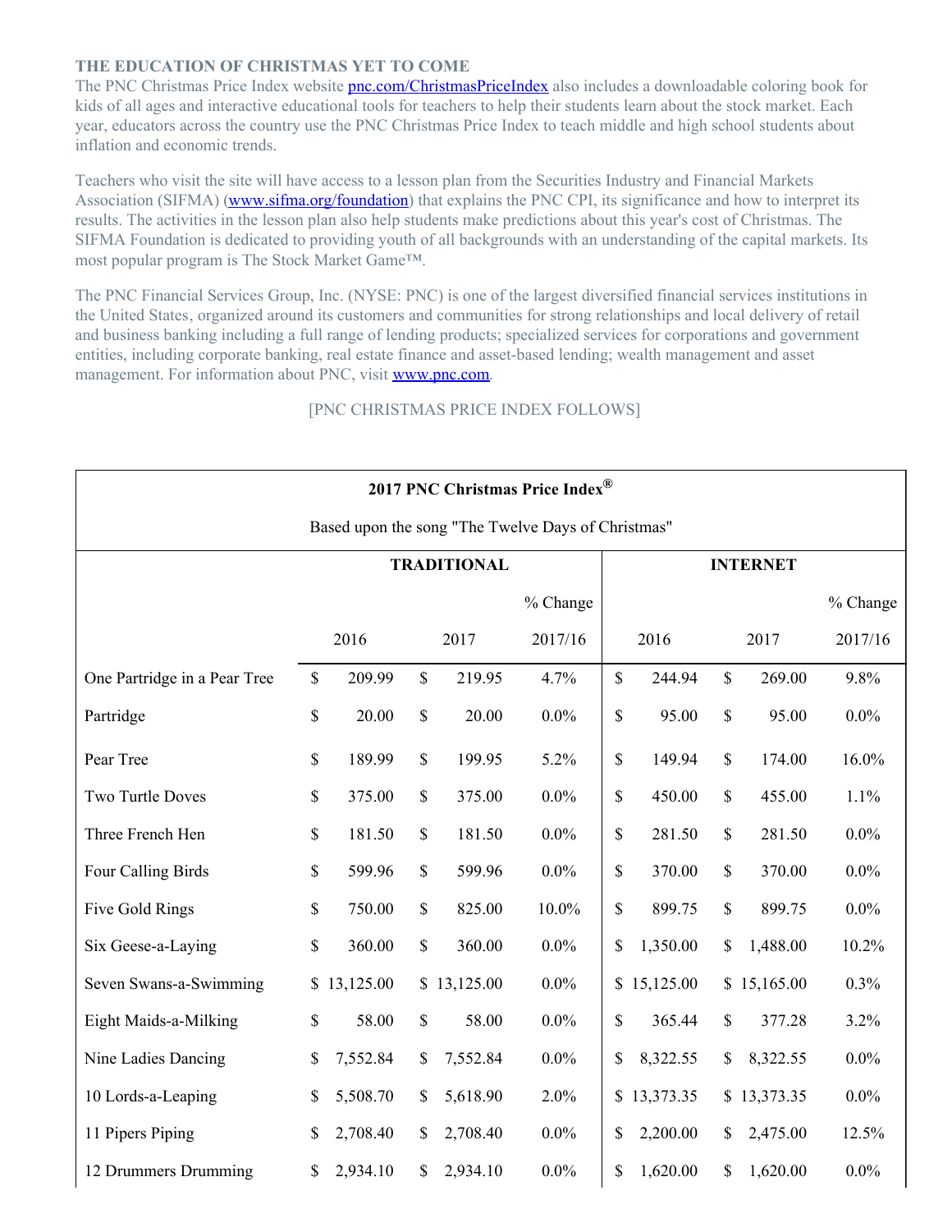### THE EDUCATION OF CHRISTMAS YET TO COME

The PNC Christmas Price Index website [pnc.com/ChristmasPriceIndex](pnc.com/ChristmasPriceIndex) also includes a downloadable coloring book for kids of all ages and interactive educational tools for teachers to help their students learn about the stock market. Each year, educators across the country use the PNC Christmas Price Index to teach middle and high school students about inflation and economic trends.

Teachers who visit the site will have access to a lesson plan from the Securities Industry and Financial Markets Association (SIFMA) ([www.sifma.org/foundation](www.sifma.org/foundation)) that explains the PNC CPI, its significance and how to interpret its results. The activities in the lesson plan also help students make predictions about this year's cost of Christmas. The SIFMA Foundation is dedicated to providing youth of all backgrounds with an understanding of the capital markets. Its most popular program is The Stock Market Game™.

The PNC Financial Services Group, Inc. (NYSE: PNC) is one of the largest diversified financial services institutions in the United States, organized around its customers and communities for strong relationships and local delivery of retail and business banking including a full range of lending products; specialized services for corporations and government entities, including corporate banking, real estate finance and asset-based lending; wealth management and asset management. For information about PNC, visit [www.pnc.com](www.pnc.com).

[PNC CHRISTMAS PRICE INDEX FOLLOWS]

**2017 PNC Christmas Price Index®**

Based upon the song "The Twelve Days of Christmas"

| | TRADITIONAL | | | INTERNET | | |
|---|---|---|---|---|---|---|
| | 2016 | 2017 | % Change 2017/16 | 2016 | 2017 | % Change 2017/16 |
| One Partridge in a Pear Tree | $ 209.99 | $ 219.95 | 4.7% | $ 244.94 | $ 269.00 | 9.8% |
| Partridge | $ 20.00 | $ 20.00 | 0.0% | $ 95.00 | $ 95.00 | 0.0% |
| Pear Tree | $ 189.99 | $ 199.95 | 5.2% | $ 149.94 | $ 174.00 | 16.0% |
| Two Turtle Doves | $ 375.00 | $ 375.00 | 0.0% | $ 450.00 | $ 455.00 | 1.1% |
| Three French Hen | $ 181.50 | $ 181.50 | 0.0% | $ 281.50 | $ 281.50 | 0.0% |
| Four Calling Birds | $ 599.96 | $ 599.96 | 0.0% | $ 370.00 | $ 370.00 | 0.0% |
| Five Gold Rings | $ 750.00 | $ 825.00 | 10.0% | $ 899.75 | $ 899.75 | 0.0% |
| Six Geese-a-Laying | $ 360.00 | $ 360.00 | 0.0% | $ 1,350.00 | $ 1,488.00 | 10.2% |
| Seven Swans-a-Swimming | $ 13,125.00 | $ 13,125.00 | 0.0% | $ 15,125.00 | $ 15,165.00 | 0.3% |
| Eight Maids-a-Milking | $ 58.00 | $ 58.00 | 0.0% | $ 365.44 | $ 377.28 | 3.2% |
| Nine Ladies Dancing | $ 7,552.84 | $ 7,552.84 | 0.0% | $ 8,322.55 | $ 8,322.55 | 0.0% |
| 10 Lords-a-Leaping | $ 5,508.70 | $ 5,618.90 | 2.0% | $ 13,373.35 | $ 13,373.35 | 0.0% |
| 11 Pipers Piping | $ 2,708.40 | $ 2,708.40 | 0.0% | $ 2,200.00 | $ 2,475.00 | 12.5% |
| 12 Drummers Drumming | $ 2,934.10 | $ 2,934.10 | 0.0% | $ 1,620.00 | $ 1,620.00 | 0.0% |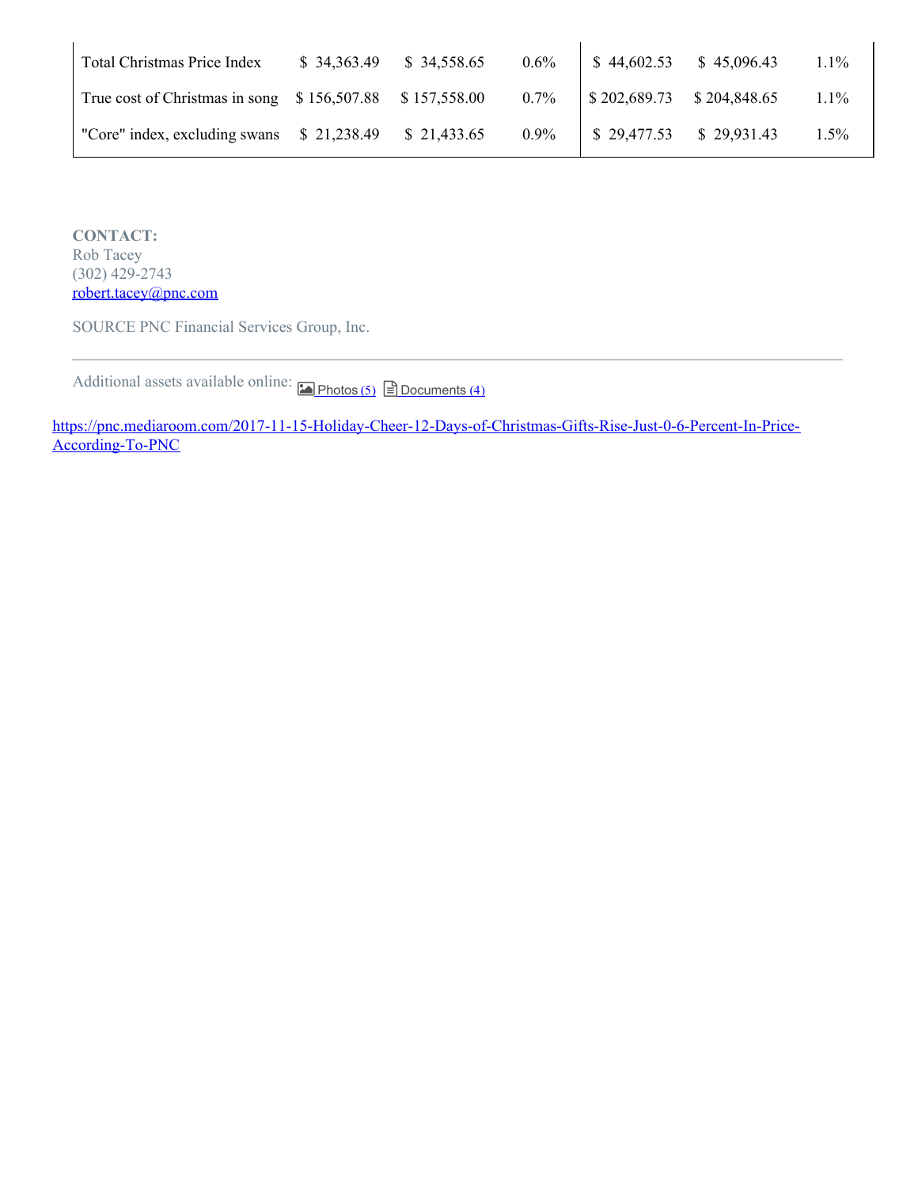| | | | | | | |
|---|---|---|---|---|---|---|
| Total Christmas Price Index | $ 34,363.49 | $ 34,558.65 | 0.6% | $ 44,602.53 | $ 45,096.43 | 1.1% |
| True cost of Christmas in song | $ 156,507.88 | $ 157,558.00 | 0.7% | $ 202,689.73 | $ 204,848.65 | 1.1% |
| "Core" index, excluding swans | $ 21,238.49 | $ 21,433.65 | 0.9% | $ 29,477.53 | $ 29,931.43 | 1.5% |

**CONTACT:**
Rob Tacey
(302) 429-2743
robert.tacey@pnc.com

SOURCE PNC Financial Services Group, Inc.

---

Additional assets available online: Photos (5) Documents (4)

https://pnc.mediaroom.com/2017-11-15-Holiday-Cheer-12-Days-of-Christmas-Gifts-Rise-Just-0-6-Percent-In-Price-According-To-PNC